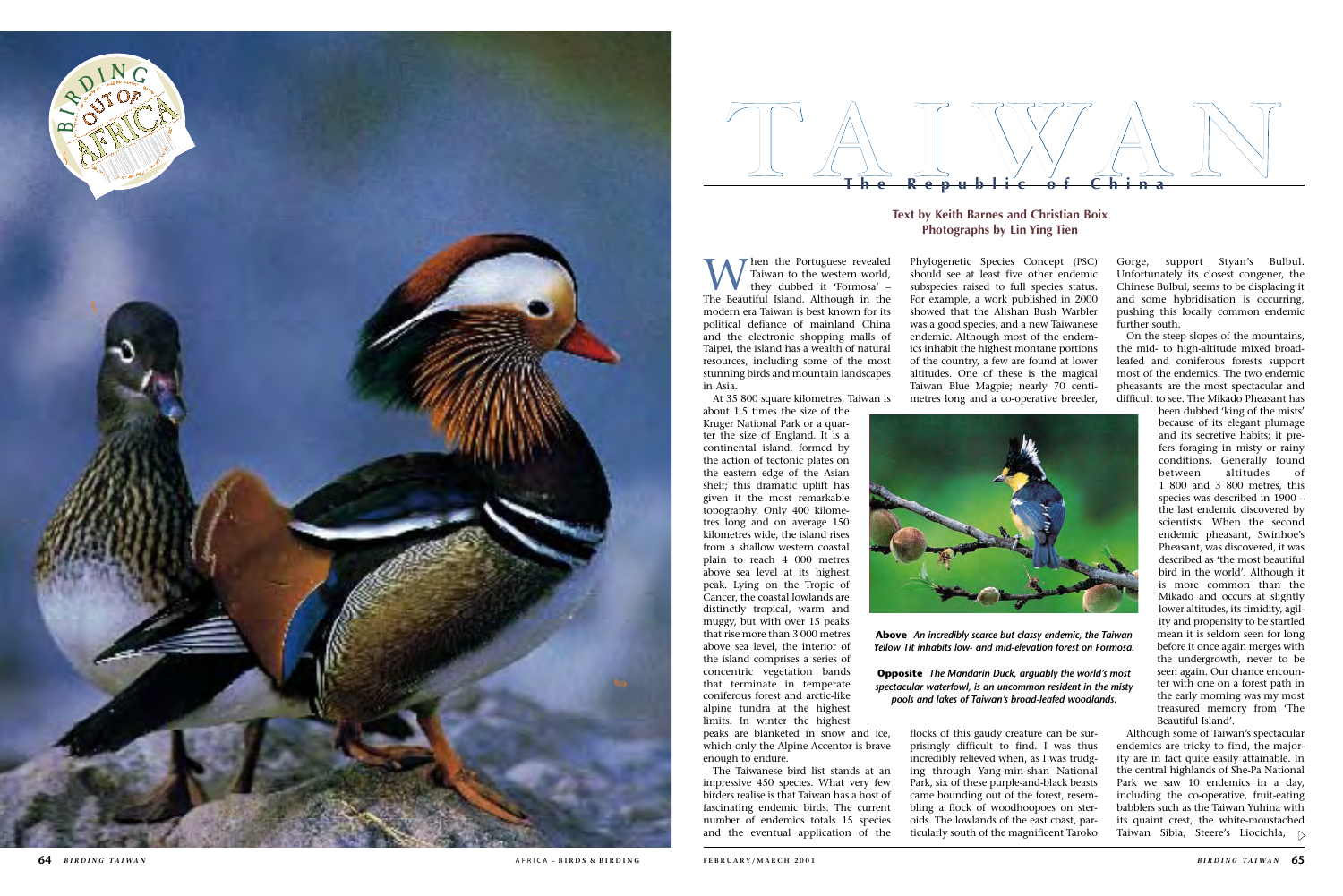# TAIWAN

## The Republic of China

**Text by Keith Barnes and Christian Boix**
**Photographs by Lin Ying Tien**

When the Portuguese revealed Taiwan to the western world, they dubbed it 'Formosa' – The Beautiful Island. Although in the modern era Taiwan is best known for its political defiance of mainland China and the electronic shopping malls of Taipei, the island has a wealth of natural resources, including some of the most stunning birds and mountain landscapes in Asia.

At 35 800 square kilometres, Taiwan is about 1.5 times the size of the Kruger National Park or a quarter the size of England. It is a continental island, formed by the action of tectonic plates on the eastern edge of the Asian shelf; this dramatic uplift has given it the most remarkable topography. Only 400 kilometres long and on average 150 kilometres wide, the island rises from a shallow western coastal plain to reach 4 000 metres above sea level at its highest peak. Lying on the Tropic of Cancer, the coastal lowlands are distinctly tropical, warm and muggy, but with over 15 peaks that rise more than 3 000 metres above sea level, the interior of the island comprises a series of concentric vegetation bands that terminate in temperate coniferous forest and arctic-like alpine tundra at the highest limits. In winter the highest peaks are blanketed in snow and ice, which only the Alpine Accentor is brave enough to endure.

The Taiwanese bird list stands at an impressive 450 species. What very few birders realise is that Taiwan has a host of fascinating endemic birds. The current number of endemics totals 15 species and the eventual application of the Phylogenetic Species Concept (PSC) should see at least five other endemic subspecies raised to full species status. For example, a work published in 2000 showed that the Alishan Bush Warbler was a good species, and a new Taiwanese endemic. Although most of the endemics inhabit the highest montane portions of the country, a few are found at lower altitudes. One of these is the magical Taiwan Blue Magpie; nearly 70 centimetres long and a co-operative breeder, flocks of this gaudy creature can be surprisingly difficult to find. I was thus incredibly relieved when, as I was trudging through Yang-min-shan National Park, six of these purple-and-black beasts came bounding out of the forest, resembling a flock of woodhoopoes on steroids. The lowlands of the east coast, particularly south of the magnificent Taroko Gorge, support Styan's Bulbul. Unfortunately its closest congener, the Chinese Bulbul, seems to be displacing it and some hybridisation is occurring, pushing this locally common endemic further south.

**Above** *An incredibly scarce but classy endemic, the Taiwan Yellow Tit inhabits low- and mid-elevation forest on Formosa.*

**Opposite** *The Mandarin Duck, arguably the world's most spectacular waterfowl, is an uncommon resident in the misty pools and lakes of Taiwan's broad-leafed woodlands.*

On the steep slopes of the mountains, the mid- to high-altitude mixed broad-leafed and coniferous forests support most of the endemics. The two endemic pheasants are the most spectacular and difficult to see. The Mikado Pheasant has been dubbed 'king of the mists' because of its elegant plumage and its secretive habits; it prefers foraging in misty or rainy conditions. Generally found between altitudes of 1 800 and 3 800 metres, this species was described in 1900 – the last endemic discovered by scientists. When the second endemic pheasant, Swinhoe's Pheasant, was discovered, it was described as 'the most beautiful bird in the world'. Although it is more common than the Mikado and occurs at slightly lower altitudes, its timidity, agility and propensity to be startled mean it is seldom seen for long before it once again merges with the undergrowth, never to be seen again. Our chance encounter with one on a forest path in the early morning was my most treasured memory from 'The Beautiful Island'.

Although some of Taiwan's spectacular endemics are tricky to find, the majority are in fact quite easily attainable. In the central highlands of She-Pa National Park we saw 10 endemics in a day, including the co-operative, fruit-eating babblers such as the Taiwan Yuhina with its quaint crest, the white-moustached Taiwan Sibia, Steere's Liocichla,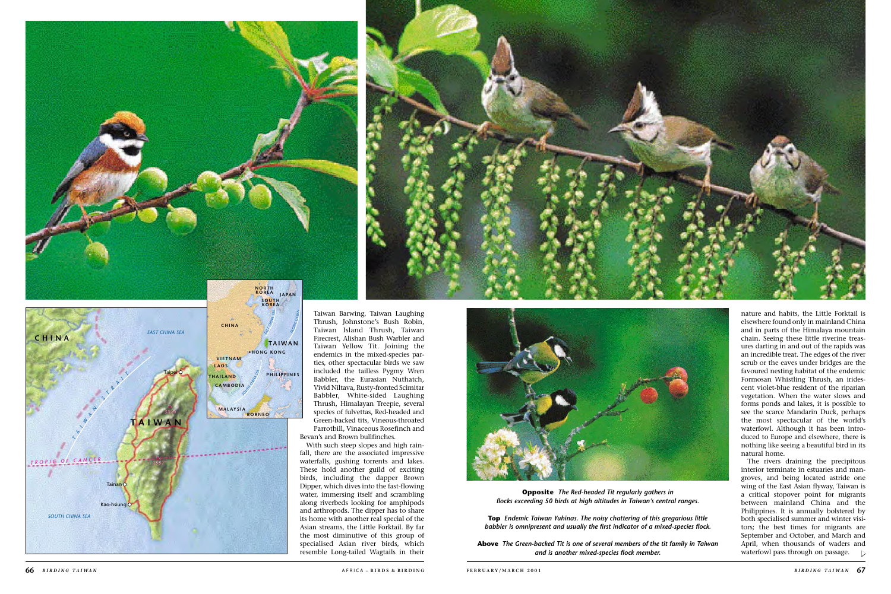Taiwan Barwing, Taiwan Laughing Thrush, Johnstone's Bush Robin, Taiwan Island Thrush, Taiwan Firecrest, Alishan Bush Warbler and Taiwan Yellow Tit. Joining the endemics in the mixed-species parties, other spectacular birds we saw included the tailless Pygmy Wren Babbler, the Eurasian Nuthatch, Vivid Niltava, Rusty-fronted Scimitar Babbler, White-sided Laughing Thrush, Himalayan Treepie, several species of fulvettas, Red-headed and Green-backed tits, Vineous-throated Parrotbill, Vinaceous Rosefinch and Bevan's and Brown bullfinches.

With such steep slopes and high rainfall, there are the associated impressive waterfalls, gushing torrents and lakes. These hold another guild of exciting birds, including the dapper Brown Dipper, which dives into the fast-flowing water, immersing itself and scrambling along riverbeds looking for amphipods and arthropods. The dipper has to share its home with another real special of the Asian streams, the Little Forktail. By far the most diminutive of this group of specialised Asian river birds, which resemble Long-tailed Wagtails in their nature and habits, the Little Forktail is elsewhere found only in mainland China and in parts of the Himalaya mountain chain. Seeing these little riverine treasures darting in and out of the rapids was an incredible treat. The edges of the river scrub or the eaves under bridges are the favoured nesting habitat of the endemic Formosan Whistling Thrush, an iridescent violet-blue resident of the riparian vegetation. When the water slows and forms ponds and lakes, it is possible to see the scarce Mandarin Duck, perhaps the most spectacular of the world's waterfowl. Although it has been introduced to Europe and elsewhere, there is nothing like seeing a beautiful bird in its natural home.

The rivers draining the precipitous interior terminate in estuaries and mangroves, and being located astride one wing of the East Asian flyway, Taiwan is a critical stopover point for migrants between mainland China and the Philippines. It is annually bolstered by both specialised summer and winter visitors; the best times for migrants are September and October, and March and April, when thousands of waders and waterfowl pass through on passage.

**Opposite** *The Red-headed Tit regularly gathers in flocks exceeding 50 birds at high altitudes in Taiwan's central ranges.*

**Top** *Endemic Taiwan Yuhinas. The noisy chattering of this gregarious little babbler is omnipresent and usually the first indicator of a mixed-species flock.*

**Above** *The Green-backed Tit is one of several members of the tit family in Taiwan and is another mixed-species flock member.*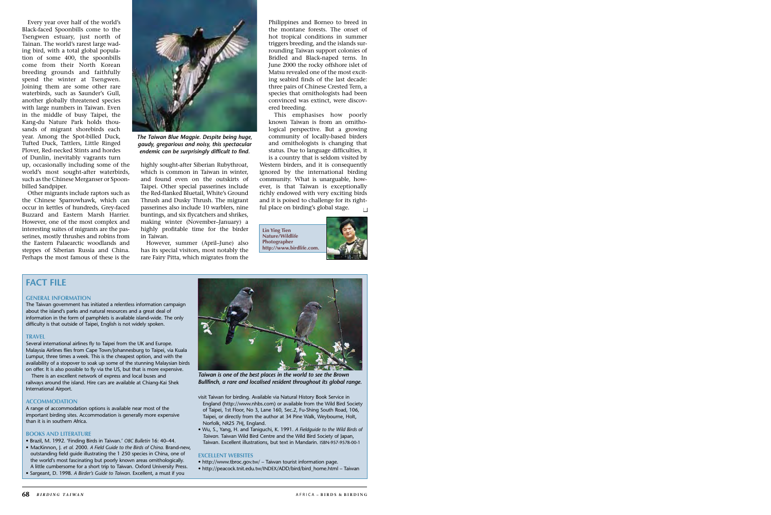Every year over half of the world's Black-faced Spoonbills come to the Tsengwen estuary, just north of Tainan. The world's rarest large wading bird, with a total global population of some 400, the spoonbills come from their North Korean breeding grounds and faithfully spend the winter at Tsengwen. Joining them are some other rare waterbirds, such as Saunder's Gull, another globally threatened species with large numbers in Taiwan. Even in the middle of busy Taipei, the Kang-du Nature Park holds thousands of migrant shorebirds each year. Among the Spot-billed Duck, Tufted Duck, Tattlers, Little Ringed Plover, Red-necked Stints and hordes of Dunlin, inevitably vagrants turn up, occasionally including some of the world's most sought-after waterbirds, such as the Chinese Merganser or Spoon-billed Sandpiper.

Other migrants include raptors such as the Chinese Sparrowhawk, which can occur in kettles of hundreds, Grey-faced Buzzard and Eastern Marsh Harrier. However, one of the most complex and interesting suites of migrants are the passerines, mostly thrushes and robins from the Eastern Palaearctic woodlands and steppes of Siberian Russia and China. Perhaps the most famous of these is the highly sought-after Siberian Rubythroat, which is common in Taiwan in winter, and found even on the outskirts of Taipei. Other special passerines include the Red-flanked Bluetail, White's Ground Thrush and Dusky Thrush. The migrant passerines also include 10 warblers, nine buntings, and six flycatchers and shrikes, making winter (November–January) a highly profitable time for the birder in Taiwan.

*The Taiwan Blue Magpie. Despite being huge, gaudy, gregarious and noisy, this spectacular endemic can be surprisingly difficult to find.*

However, summer (April–June) also has its special visitors, most notably the rare Fairy Pitta, which migrates from the Philippines and Borneo to breed in the montane forests. The onset of hot tropical conditions in summer triggers breeding, and the islands surrounding Taiwan support colonies of Bridled and Black-naped terns. In June 2000 the rocky offshore islet of Matsu revealed one of the most exciting seabird finds of the last decade: three pairs of Chinese Crested Tern, a species that ornithologists had been convinced was extinct, were discovered breeding.

This emphasises how poorly known Taiwan is from an ornithological perspective. But a growing community of locally-based birders and ornithologists is changing that status. Due to language difficulties, it is a country that is seldom visited by Western birders, and it is consequently ignored by the international birding community. What is unarguable, however, is that Taiwan is exceptionally richly endowed with very exciting birds and it is poised to challenge for its rightful place on birding's global stage. □

**Lin Ying Tien**
**Nature/Wildlife Photographer**
**http://www.birdlife.com.**

## FACT FILE

### GENERAL INFORMATION

The Taiwan government has initiated a relentless information campaign about the island's parks and natural resources and a great deal of information in the form of pamphlets is available island-wide. The only difficulty is that outside of Taipei, English is not widely spoken.

### TRAVEL

Several international airlines fly to Taipei from the UK and Europe. Malaysia Airlines flies from Cape Town/Johannesburg to Taipei, via Kuala Lumpur, three times a week. This is the cheapest option, and with the availability of a stopover to soak up some of the stunning Malaysian birds on offer. It is also possible to fly via the US, but that is more expensive.

There is an excellent network of express and local buses and railways around the island. Hire cars are available at Chiang-Kai Shek International Airport.

### ACCOMMODATION

A range of accommodation options is available near most of the important birding sites. Accommodation is generally more expensive than it is in southern Africa.

### BOOKS AND LITERATURE

- Brazil, M. 1992. 'Finding Birds in Taiwan.' *OBC Bulletin* 16: 40–44.
- MacKinnon, J. *et al.* 2000. *A Field Guide to the Birds of China.* Brand-new, outstanding field guide illustrating the 1 250 species in China, one of the world's most fascinating but poorly known areas ornithologically. A little cumbersome for a short trip to Taiwan. Oxford University Press.
- Sargeant, D. 1998. *A Birder's Guide to Taiwan.* Excellent, a must if you visit Taiwan for birding. Available via Natural History Book Service in England (http://www.nhbs.com) or available from the Wild Bird Society of Taipei, 1st Floor, No 3, Lane 160, Sec.2, Fu-Shing South Road, 106, Taipei, or directly from the author at 34 Pine Walk, Weybourne, Holt, Norfolk, NR25 7HJ, England.
- Wu, S., Yang, H. and Taniguchi, K. 1991. *A Fieldguide to the Wild Birds of Taiwan.* Taiwan Wild Bird Centre and the Wild Bird Society of Japan, Taiwan. Excellent illustrations, but text in Mandarin. ISBN-957-9578-00-1

*Taiwan is one of the best places in the world to see the Brown Bullfinch, a rare and localised resident throughout its global range.*

### EXCELLENT WEBSITES

- http://www.tbroc.gov.tw/ – Taiwan tourist information page.
- http://peacock.tnit.edu.tw/INDEX/ADD/bird/bird_home.html – Taiwan